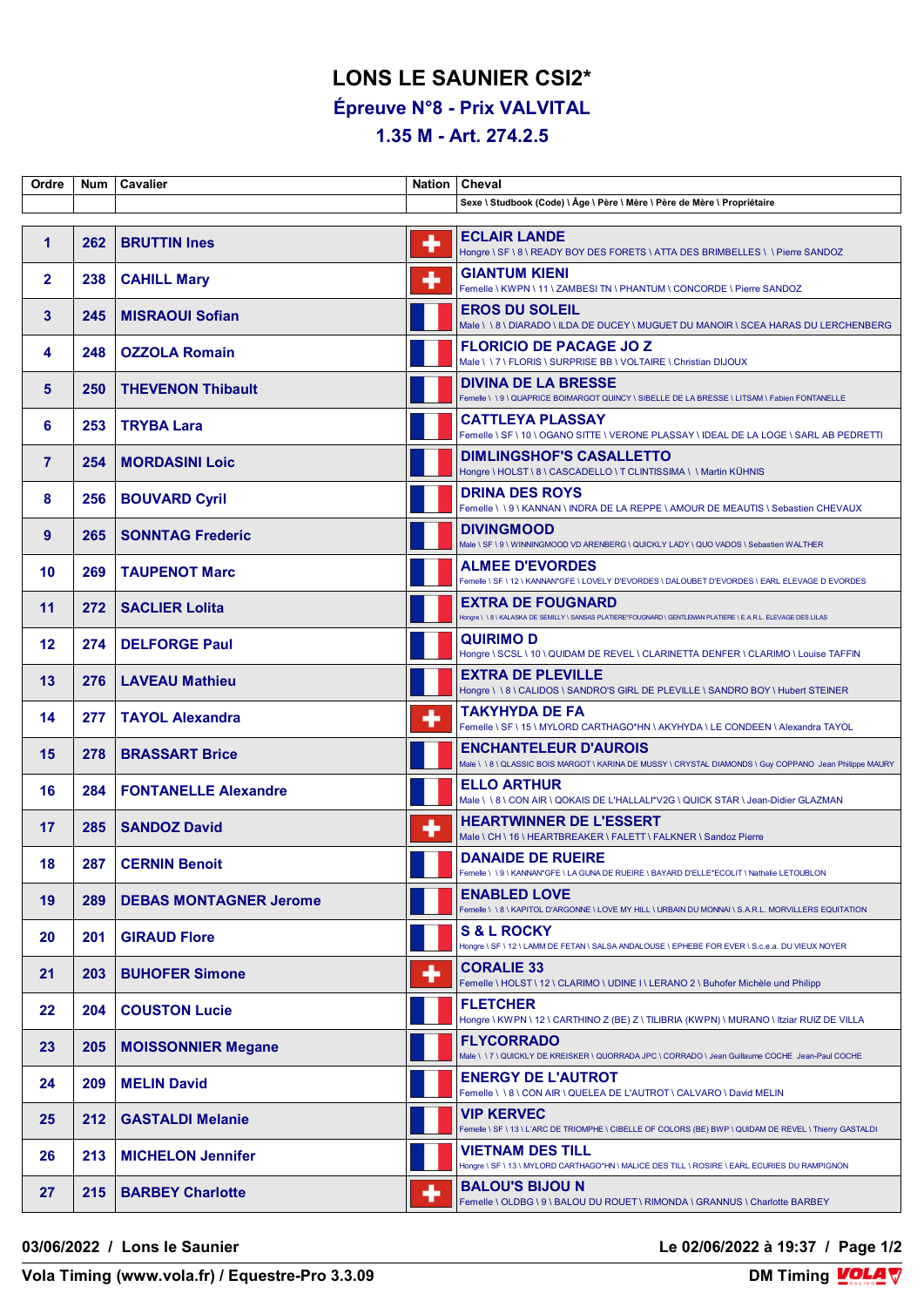# LONS LE SAUNIER CSI2*

## Épreuve N°8 - Prix VALVITAL

## 1.35 M - Art. 274.2.5

| Ordre | Num | Cavalier | Nation | Cheval |
|---|---|---|---|---|
| | | | | Sexe \ Studbook (Code) \ Âge \ Père \ Mère \ Père de Mère \ Propriétaire |
| 1 | 262 | BRUTTIN Ines | SUI | ECLAIR LANDE<br>Hongre \ SF \ 8 \ READY BOY DES FORETS \ ATTA DES BRIMBELLES \ \ Pierre SANDOZ |
| 2 | 238 | CAHILL Mary | SUI | GIANTUM KIENI<br>Femelle \ KWPN \ 11 \ ZAMBESI TN \ PHANTUM \ CONCORDE \ Pierre SANDOZ |
| 3 | 245 | MISRAOUI Sofian | FRA | EROS DU SOLEIL<br>Male \ \ 8 \ DIARADO \ ILDA DE DUCEY \ MUGUET DU MANOIR \ SCEA HARAS DU LERCHENBERG |
| 4 | 248 | OZZOLA Romain | FRA | FLORICIO DE PACAGE JO Z<br>Male \ \ 7 \ FLORIS \ SURPRISE BB \ VOLTAIRE \ Christian DIJOUX |
| 5 | 250 | THEVENON Thibault | FRA | DIVINA DE LA BRESSE<br>Femelle \ \ 9 \ QUAPRICE BOIMARGOT QUINCY \ SIBELLE DE LA BRESSE \ LITSAM \ Fabien FONTANELLE |
| 6 | 253 | TRYBA Lara | FRA | CATTLEYA PLASSAY<br>Femelle \ SF \ 10 \ OGANO SITTE \ VERONE PLASSAY \ IDEAL DE LA LOGE \ SARL AB PEDRETTI |
| 7 | 254 | MORDASINI Loic | FRA | DIMLINGSHOF'S CASALLETTO<br>Hongre \ HOLST \ 8 \ CASCADELLO \ T CLINTISSIMA \ \ Martin KÜHNIS |
| 8 | 256 | BOUVARD Cyril | FRA | DRINA DES ROYS<br>Femelle \ \ 9 \ KANNAN \ INDRA DE LA REPPE \ AMOUR DE MEAUTIS \ Sebastien CHEVAUX |
| 9 | 265 | SONNTAG Frederic | FRA | DIVINGMOOD<br>Male \ SF \ 9 \ WINNINGMOOD VD ARENBERG \ QUICKLY LADY \ QUO VADOS \ Sebastien WALTHER |
| 10 | 269 | TAUPENOT Marc | FRA | ALMEE D'EVORDES<br>Femelle \ SF \ 12 \ KANNAN*GFE \ LOVELY D'EVORDES \ DALOUBET D'EVORDES \ EARL ELEVAGE D EVORDES |
| 11 | 272 | SACLIER Lolita | FRA | EXTRA DE FOUGNARD<br>Hongre \ \ 8 \ KALASKA DE SEMILLY \ SANSAS PLATIERE*FOUGNARD \ GENTLEMAN PLATIERE \ E.A.R.L. ELEVAGE DES LILAS |
| 12 | 274 | DELFORGE Paul | FRA | QUIRIMO D<br>Hongre \ SCSL \ 10 \ QUIDAM DE REVEL \ CLARINETTA DENFER \ CLARIMO \ Louise TAFFIN |
| 13 | 276 | LAVEAU Mathieu | FRA | EXTRA DE PLEVILLE<br>Hongre \ \ 8 \ CALIDOS \ SANDRO'S GIRL DE PLEVILLE \ SANDRO BOY \ Hubert STEINER |
| 14 | 277 | TAYOL Alexandra | SUI | TAKYHYDA DE FA<br>Femelle \ SF \ 15 \ MYLORD CARTHAGO*HN \ AKYHYDA \ LE CONDEEN \ Alexandra TAYOL |
| 15 | 278 | BRASSART Brice | FRA | ENCHANTELEUR D'AUROIS<br>Male \ \ 8 \ QLASSIC BOIS MARGOT \ KARINA DE MUSSY \ CRYSTAL DIAMONDS \ Guy COPPANO Jean Philippe MAURY |
| 16 | 284 | FONTANELLE Alexandre | FRA | ELLO ARTHUR<br>Male \ \ 8 \ CON AIR \ QOKAIS DE L'HALLALI*V2G \ QUICK STAR \ Jean-Didier GLAZMAN |
| 17 | 285 | SANDOZ David | SUI | HEARTWINNER DE L'ESSERT<br>Male \ CH \ 16 \ HEARTBREAKER \ FALETT \ FALKNER \ Sandoz Pierre |
| 18 | 287 | CERNIN Benoit | FRA | DANAIDE DE RUEIRE<br>Femelle \ \ 9 \ KANNAN*GFE \ LA GUNA DE RUEIRE \ BAYARD D'ELLE*ECOLIT \ Nathalie LETOUBLON |
| 19 | 289 | DEBAS MONTAGNER Jerome | FRA | ENABLED LOVE<br>Femelle \ \ 8 \ KAPITOL D'ARGONNE \ LOVE MY HILL \ URBAIN DU MONNAI \ S.A.R.L. MORVILLERS EQUITATION |
| 20 | 201 | GIRAUD Flore | FRA | S & L ROCKY<br>Hongre \ SF \ 12 \ LAMM DE FETAN \ SALSA ANDALOUSE \ EPHEBE FOR EVER \ S.c.e.a. DU VIEUX NOYER |
| 21 | 203 | BUHOFER Simone | SUI | CORALIE 33<br>Femelle \ HOLST \ 12 \ CLARIMO \ UDINE I \ LERANO 2 \ Buhofer Michèle und Philipp |
| 22 | 204 | COUSTON Lucie | FRA | FLETCHER<br>Hongre \ KWPN \ 12 \ CARTHINO Z (BE) Z \ TILIBRIA (KWPN) \ MURANO \ Itziar RUIZ DE VILLA |
| 23 | 205 | MOISSONNIER Megane | FRA | FLYCORRADO<br>Male \ \ 7 \ QUICKLY DE KREISKER \ QUORRADA JPC \ CORRADO \ Jean Guillaume COCHE Jean-Paul COCHE |
| 24 | 209 | MELIN David | FRA | ENERGY DE L'AUTROT<br>Femelle \ \ 8 \ CON AIR \ QUELEA DE L'AUTROT \ CALVARO \ David MELIN |
| 25 | 212 | GASTALDI Melanie | FRA | VIP KERVEC<br>Femelle \ SF \ 13 \ L'ARC DE TRIOMPHE \ CIBELLE OF COLORS (BE) BWP \ QUIDAM DE REVEL \ Thierry GASTALDI |
| 26 | 213 | MICHELON Jennifer | FRA | VIETNAM DES TILL<br>Hongre \ SF \ 13 \ MYLORD CARTHAGO*HN \ MALICE DES TILL \ ROSIRE \ EARL ECURIES DU RAMPIGNON |
| 27 | 215 | BARBEY Charlotte | SUI | BALOU'S BIJOU N<br>Femelle \ OLDBG \ 9 \ BALOU DU ROUET \ RIMONDA \ GRANNUS \ Charlotte BARBEY |

03/06/2022 / Lons le Saunier — Le 02/06/2022 à 19:37

Vola Timing (www.vola.fr) / Equestre-Pro 3.3.09 — DM Timing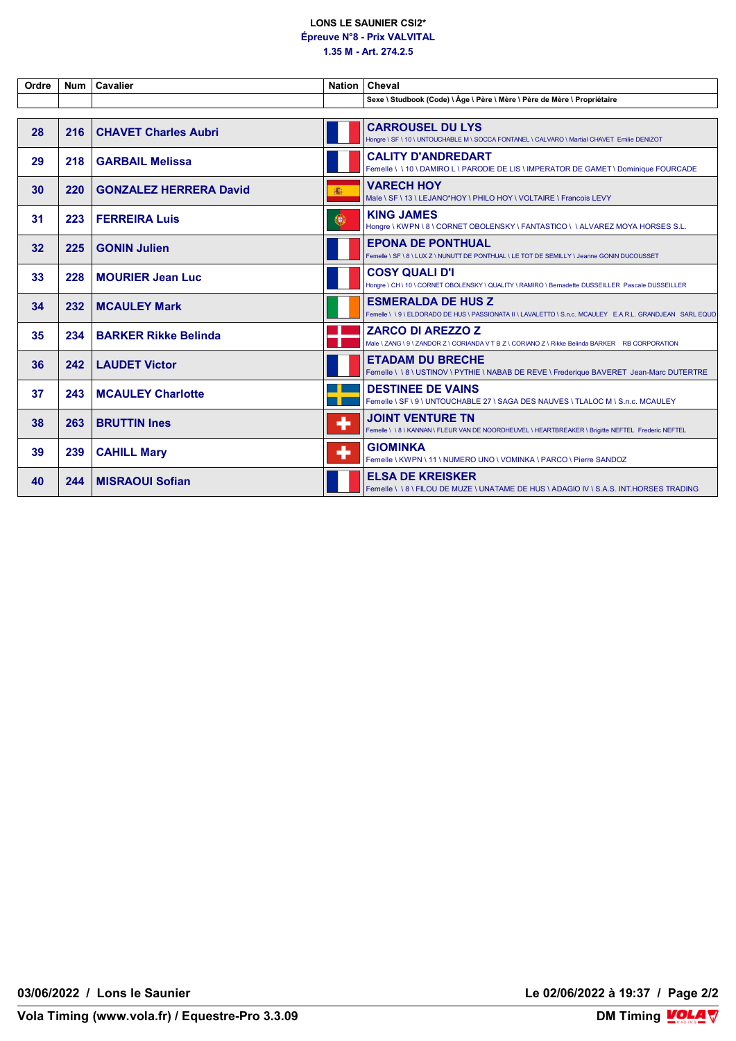**LONS LE SAUNIER CSI2***

**Épreuve N°8 - Prix VALVITAL**

**1.35 M - Art. 274.2.5**

| Ordre | Num | Cavalier | Nation | Cheval |
|---|---|---|---|---|
| | | | | Sexe \ Studbook (Code) \ Âge \ Père \ Mère \ Père de Mère \ Propriétaire |
| 28 | 216 | CHAVET Charles Aubri | | CARROUSEL DU LYS<br>Hongre \ SF \ 10 \ UNTOUCHABLE M \ SOCCA FONTANEL \ CALVARO \ Martial CHAVET Emilie DENIZOT |
| 29 | 218 | GARBAIL Melissa | | CALITY D'ANDREDART<br>Femelle \ \ 10 \ DAMIRO L \ PARODIE DE LIS \ IMPERATOR DE GAMET \ Dominique FOURCADE |
| 30 | 220 | GONZALEZ HERRERA David | | VARECH HOY<br>Male \ SF \ 13 \ LEJANO*HOY \ PHILO HOY \ VOLTAIRE \ Francois LEVY |
| 31 | 223 | FERREIRA Luis | | KING JAMES<br>Hongre \ KWPN \ 8 \ CORNET OBOLENSKY \ FANTASTICO \ \ ALVAREZ MOYA HORSES S.L. |
| 32 | 225 | GONIN Julien | | EPONA DE PONTHUAL<br>Femelle \ SF \ 8 \ LUX Z \ NUNUTT DE PONTHUAL \ LE TOT DE SEMILLY \ Jeanne GONIN DUCOUSSET |
| 33 | 228 | MOURIER Jean Luc | | COSY QUALI D'I<br>Hongre \ CH \ 10 \ CORNET OBOLENSKY \ QUALITY \ RAMIRO \ Bernadette DUSSEILLER Pascale DUSSEILLER |
| 34 | 232 | MCAULEY Mark | | ESMERALDA DE HUS Z<br>Femelle \ \ 9 \ ELDORADO DE HUS \ PASSIONATA II \ LAVALETTO \ S.n.c. MCAULEY E.A.R.L. GRANDJEAN SARL EQUO |
| 35 | 234 | BARKER Rikke Belinda | | ZARCO DI AREZZO Z<br>Male \ ZANG \ 9 \ ZANDOR Z \ CORIANDA V T B Z \ CORIANO Z \ Rikke Belinda BARKER RB CORPORATION |
| 36 | 242 | LAUDET Victor | | ETADAM DU BRECHE<br>Femelle \ \ 8 \ USTINOV \ PYTHIE \ NABAB DE REVE \ Frederique BAVERET Jean-Marc DUTERTRE |
| 37 | 243 | MCAULEY Charlotte | | DESTINEE DE VAINS<br>Femelle \ SF \ 9 \ UNTOUCHABLE 27 \ SAGA DES NAUVES \ TLALOC M \ S.n.c. MCAULEY |
| 38 | 263 | BRUTTIN Ines | | JOINT VENTURE TN<br>Femelle \ \ 8 \ KANNAN \ FLEUR VAN DE NOORDHEUVEL \ HEARTBREAKER \ Brigitte NEFTEL Frederic NEFTEL |
| 39 | 239 | CAHILL Mary | | GIOMINKA<br>Femelle \ KWPN \ 11 \ NUMERO UNO \ VOMINKA \ PARCO \ Pierre SANDOZ |
| 40 | 244 | MISRAOUI Sofian | | ELSA DE KREISKER<br>Femelle \ \ 8 \ FILOU DE MUZE \ UNATAME DE HUS \ ADAGIO IV \ S.A.S. INT.HORSES TRADING |

03/06/2022 / Lons le Saunier — Le 02/06/2022 à 19:37

Vola Timing (www.vola.fr) / Equestre-Pro 3.3.09 — DM Timing